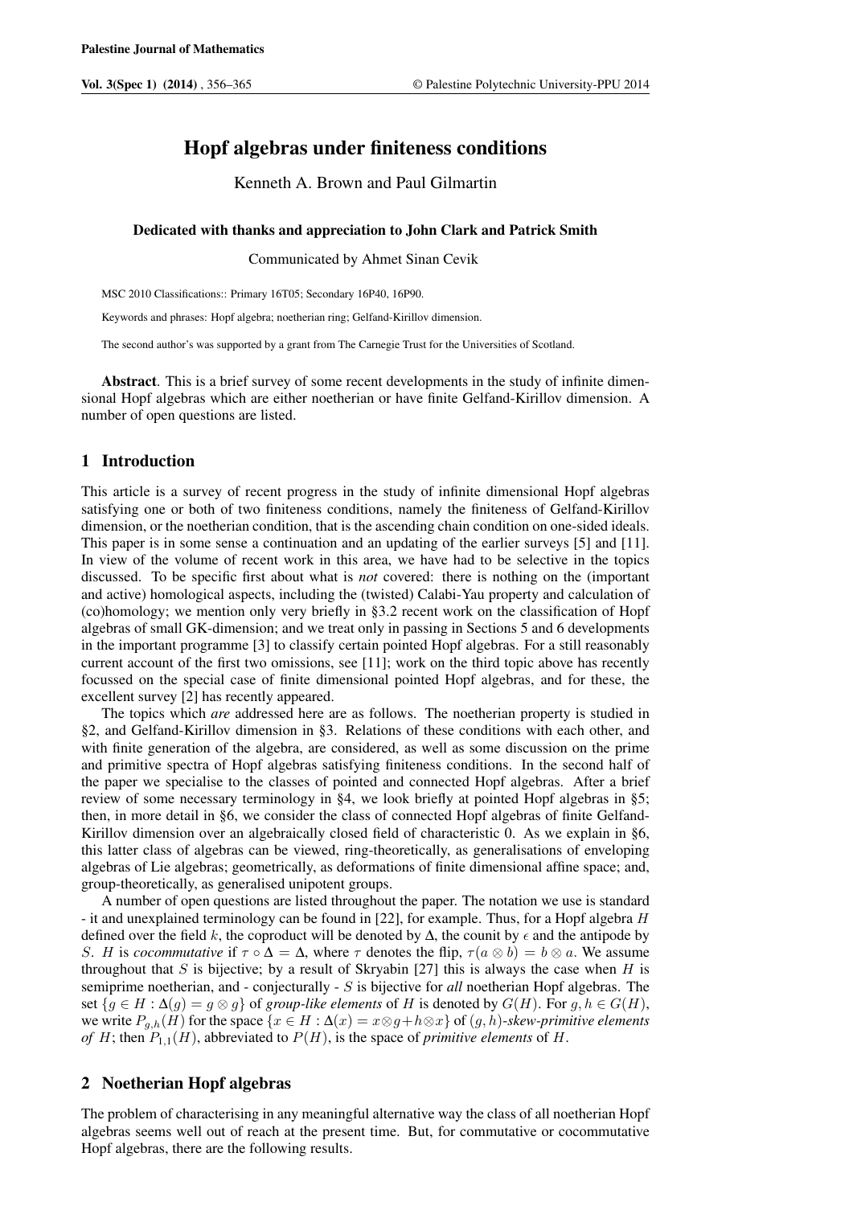# Hopf algebras under finiteness conditions

Kenneth A. Brown and Paul Gilmartin

**Dedicated with thanks and appreciation to John Clark and Patrick Smith**

Communicated by Ahmet Sinan Cevik

MSC 2010 Classifications:: Primary 16T05; Secondary 16P40, 16P90.

Keywords and phrases: Hopf algebra; noetherian ring; Gelfand-Kirillov dimension.

The second author's was supported by a grant from The Carnegie Trust for the Universities of Scotland.

**Abstract**. This is a brief survey of some recent developments in the study of infinite dimensional Hopf algebras which are either noetherian or have finite Gelfand-Kirillov dimension. A number of open questions are listed.

## 1 Introduction

This article is a survey of recent progress in the study of infinite dimensional Hopf algebras satisfying one or both of two finiteness conditions, namely the finiteness of Gelfand-Kirillov dimension, or the noetherian condition, that is the ascending chain condition on one-sided ideals. This paper is in some sense a continuation and an updating of the earlier surveys [5] and [11]. In view of the volume of recent work in this area, we have had to be selective in the topics discussed. To be specific first about what is *not* covered: there is nothing on the (important and active) homological aspects, including the (twisted) Calabi-Yau property and calculation of (co)homology; we mention only very briefly in §3.2 recent work on the classification of Hopf algebras of small GK-dimension; and we treat only in passing in Sections 5 and 6 developments in the important programme [3] to classify certain pointed Hopf algebras. For a still reasonably current account of the first two omissions, see [11]; work on the third topic above has recently focussed on the special case of finite dimensional pointed Hopf algebras, and for these, the excellent survey [2] has recently appeared.

The topics which *are* addressed here are as follows. The noetherian property is studied in §2, and Gelfand-Kirillov dimension in §3. Relations of these conditions with each other, and with finite generation of the algebra, are considered, as well as some discussion on the prime and primitive spectra of Hopf algebras satisfying finiteness conditions. In the second half of the paper we specialise to the classes of pointed and connected Hopf algebras. After a brief review of some necessary terminology in §4, we look briefly at pointed Hopf algebras in §5; then, in more detail in §6, we consider the class of connected Hopf algebras of finite Gelfand-Kirillov dimension over an algebraically closed field of characteristic 0. As we explain in §6, this latter class of algebras can be viewed, ring-theoretically, as generalisations of enveloping algebras of Lie algebras; geometrically, as deformations of finite dimensional affine space; and, group-theoretically, as generalised unipotent groups.

A number of open questions are listed throughout the paper. The notation we use is standard - it and unexplained terminology can be found in [22], for example. Thus, for a Hopf algebra $H$ defined over the field $k$, the coproduct will be denoted by $\Delta$, the counit by $\epsilon$ and the antipode by $S$. $H$ is *cocommutative* if $\tau \circ \Delta = \Delta$, where $\tau$ denotes the flip, $\tau(a \otimes b) = b \otimes a$. We assume throughout that $S$ is bijective; by a result of Skryabin [27] this is always the case when $H$ is semiprime noetherian, and - conjecturally - $S$ is bijective for *all* noetherian Hopf algebras. The set $\{g \in H : \Delta(g) = g \otimes g\}$ of *group-like elements* of $H$ is denoted by $G(H)$. For $g, h \in G(H)$, we write $P_{g,h}(H)$ for the space $\{x \in H : \Delta(x) = x \otimes g + h \otimes x\}$ of $(g,h)$*-skew-primitive elements of* $H$; then $P_{1,1}(H)$, abbreviated to $P(H)$, is the space of *primitive elements* of $H$.

## 2 Noetherian Hopf algebras

The problem of characterising in any meaningful alternative way the class of all noetherian Hopf algebras seems well out of reach at the present time. But, for commutative or cocommutative Hopf algebras, there are the following results.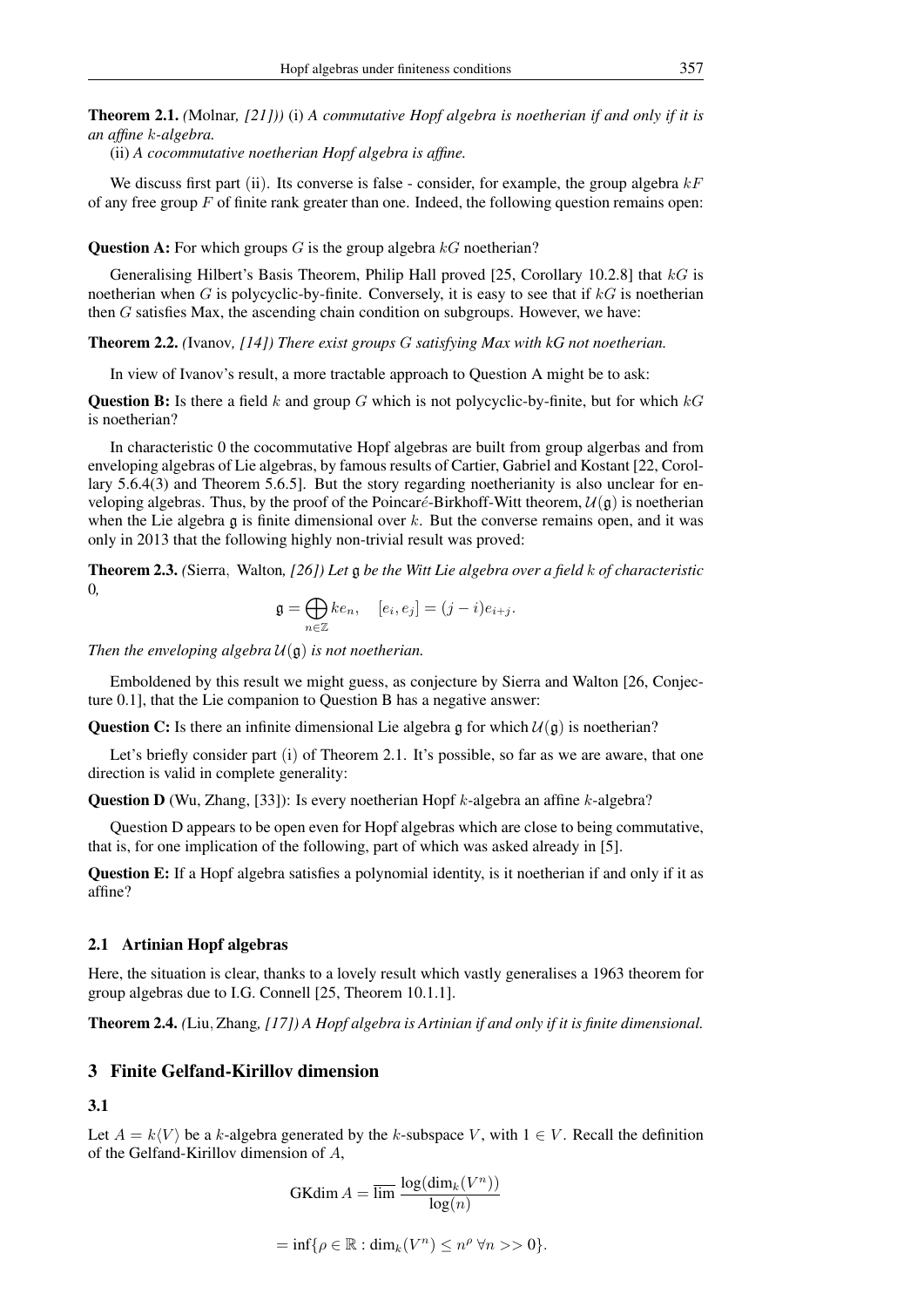**Theorem 2.1.** *(*Molnar*, [21]))* (i) *A commutative Hopf algebra is noetherian if and only if it is an affine $k$-algebra.*

(ii) *A cocommutative noetherian Hopf algebra is affine.*

We discuss first part (ii). Its converse is false - consider, for example, the group algebra $kF$ of any free group $F$ of finite rank greater than one. Indeed, the following question remains open:

**Question A:** For which groups $G$ is the group algebra $kG$ noetherian?

Generalising Hilbert's Basis Theorem, Philip Hall proved [25, Corollary 10.2.8] that $kG$ is noetherian when $G$ is polycyclic-by-finite. Conversely, it is easy to see that if $kG$ is noetherian then $G$ satisfies Max, the ascending chain condition on subgroups. However, we have:

**Theorem 2.2.** *(*Ivanov*, [14]) There exist groups $G$ satisfying Max with kG not noetherian.*

In view of Ivanov's result, a more tractable approach to Question A might be to ask:

**Question B:** Is there a field $k$ and group $G$ which is not polycyclic-by-finite, but for which $kG$ is noetherian?

In characteristic 0 the cocommutative Hopf algebras are built from group algerbas and from enveloping algebras of Lie algebras, by famous results of Cartier, Gabriel and Kostant [22, Corollary 5.6.4(3) and Theorem 5.6.5]. But the story regarding noetherianity is also unclear for enveloping algebras. Thus, by the proof of the Poincaré-Birkhoff-Witt theorem, $\mathcal{U}(\mathfrak{g})$ is noetherian when the Lie algebra $\mathfrak{g}$ is finite dimensional over $k$. But the converse remains open, and it was only in 2013 that the following highly non-trivial result was proved:

**Theorem 2.3.** *(*Sierra, Walton*, [26]) Let $\mathfrak{g}$ be the Witt Lie algebra over a field $k$ of characteristic 0,*

$$\mathfrak{g} = \bigoplus_{n \in \mathbb{Z}} ke_n, \quad [e_i, e_j] = (j - i)e_{i+j}.$$

*Then the enveloping algebra $\mathcal{U}(\mathfrak{g})$ is not noetherian.*

Emboldened by this result we might guess, as conjecture by Sierra and Walton [26, Conjecture 0.1], that the Lie companion to Question B has a negative answer:

**Question C:** Is there an infinite dimensional Lie algebra $\mathfrak{g}$ for which $\mathcal{U}(\mathfrak{g})$ is noetherian?

Let's briefly consider part (i) of Theorem 2.1. It's possible, so far as we are aware, that one direction is valid in complete generality:

**Question D** (Wu, Zhang, [33]): Is every noetherian Hopf $k$-algebra an affine $k$-algebra?

Question D appears to be open even for Hopf algebras which are close to being commutative, that is, for one implication of the following, part of which was asked already in [5].

**Question E:** If a Hopf algebra satisfies a polynomial identity, is it noetherian if and only if it as affine?

### 2.1 Artinian Hopf algebras

Here, the situation is clear, thanks to a lovely result which vastly generalises a 1963 theorem for group algebras due to I.G. Connell [25, Theorem 10.1.1].

**Theorem 2.4.** *(*Liu, Zhang*, [17]) A Hopf algebra is Artinian if and only if it is finite dimensional.*

## 3 Finite Gelfand-Kirillov dimension

### 3.1

Let $A = k\langle V \rangle$ be a $k$-algebra generated by the $k$-subspace $V$, with $1 \in V$. Recall the definition of the Gelfand-Kirillov dimension of $A$,

$$\text{GKdim}\, A = \overline{\lim}\, \frac{\log(\dim_k(V^n))}{\log(n)}$$

$$= \inf\{\rho \in \mathbb{R} : \dim_k(V^n) \leq n^\rho \ \forall n >> 0\}.$$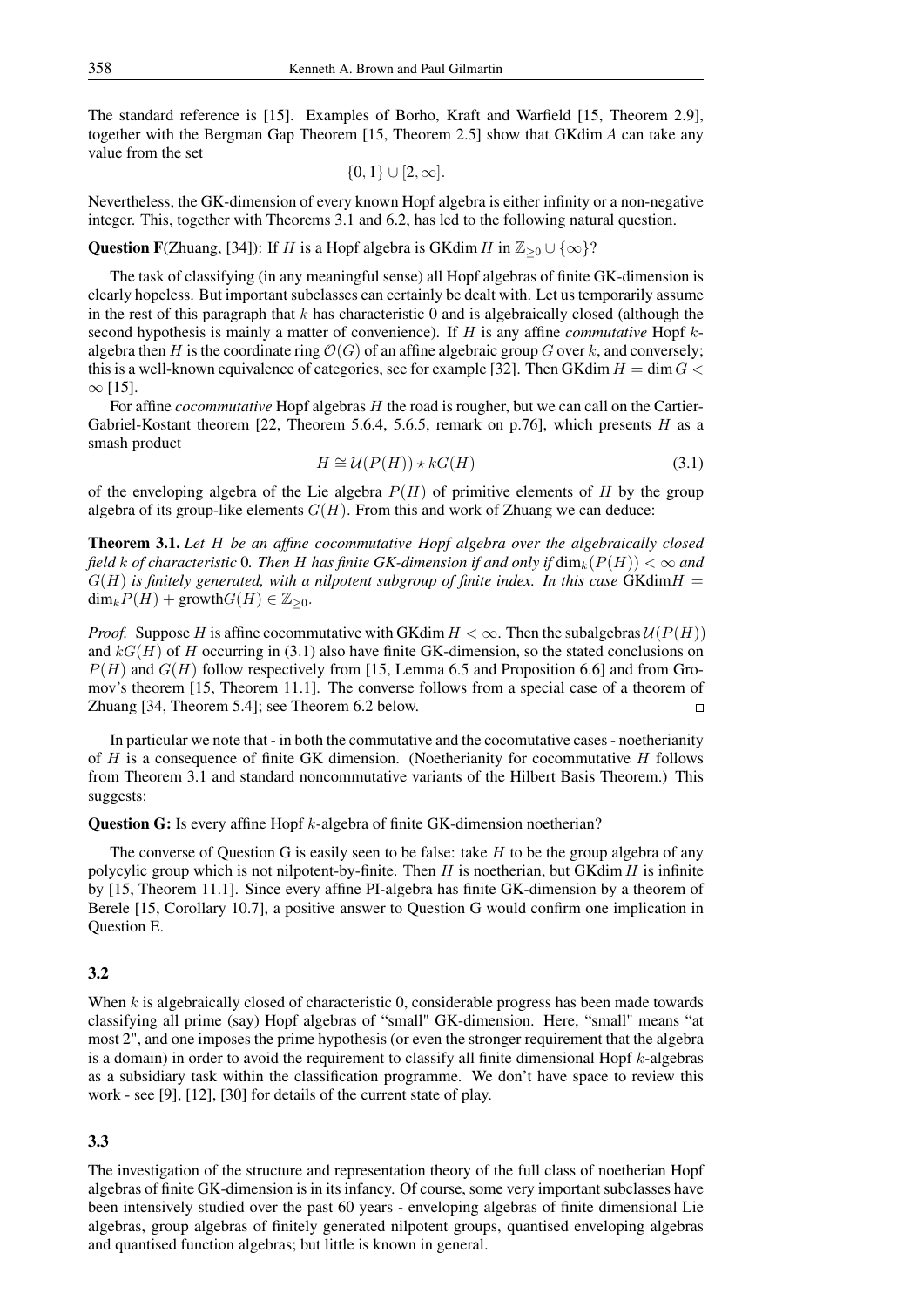The standard reference is [15]. Examples of Borho, Kraft and Warfield [15, Theorem 2.9], together with the Bergman Gap Theorem [15, Theorem 2.5] show that GKdim $A$ can take any value from the set

$$\{0, 1\} \cup [2, \infty].$$

Nevertheless, the GK-dimension of every known Hopf algebra is either infinity or a non-negative integer. This, together with Theorems 3.1 and 6.2, has led to the following natural question.

**Question F**(Zhuang, [34]): If $H$ is a Hopf algebra is GKdim $H$ in $\mathbb{Z}_{\geq 0} \cup \{\infty\}$?

The task of classifying (in any meaningful sense) all Hopf algebras of finite GK-dimension is clearly hopeless. But important subclasses can certainly be dealt with. Let us temporarily assume in the rest of this paragraph that $k$ has characteristic 0 and is algebraically closed (although the second hypothesis is mainly a matter of convenience). If $H$ is any affine *commutative* Hopf $k$-algebra then $H$ is the coordinate ring $\mathcal{O}(G)$ of an affine algebraic group $G$ over $k$, and conversely; this is a well-known equivalence of categories, see for example [32]. Then GKdim $H = \dim G < \infty$ [15].

For affine *cocommutative* Hopf algebras $H$ the road is rougher, but we can call on the Cartier-Gabriel-Kostant theorem [22, Theorem 5.6.4, 5.6.5, remark on p.76], which presents $H$ as a smash product

$$H \cong \mathcal{U}(P(H)) \star kG(H) \tag{3.1}$$

of the enveloping algebra of the Lie algebra $P(H)$ of primitive elements of $H$ by the group algebra of its group-like elements $G(H)$. From this and work of Zhuang we can deduce:

**Theorem 3.1.** *Let $H$ be an affine cocommutative Hopf algebra over the algebraically closed field $k$ of characteristic 0. Then $H$ has finite GK-dimension if and only if $\dim_k(P(H)) < \infty$ and $G(H)$ is finitely generated, with a nilpotent subgroup of finite index. In this case* GKdim$H = \dim_k P(H) + \text{growth}G(H) \in \mathbb{Z}_{\geq 0}$.

*Proof.* Suppose $H$ is affine cocommutative with GKdim $H < \infty$. Then the subalgebras $\mathcal{U}(P(H))$ and $kG(H)$ of $H$ occurring in (3.1) also have finite GK-dimension, so the stated conclusions on $P(H)$ and $G(H)$ follow respectively from [15, Lemma 6.5 and Proposition 6.6] and from Gromov's theorem [15, Theorem 11.1]. The converse follows from a special case of a theorem of Zhuang [34, Theorem 5.4]; see Theorem 6.2 below. □

In particular we note that - in both the commutative and the cocomutative cases - noetherianity of $H$ is a consequence of finite GK dimension. (Noetherianity for cocommutative $H$ follows from Theorem 3.1 and standard noncommutative variants of the Hilbert Basis Theorem.) This suggests:

**Question G:** Is every affine Hopf $k$-algebra of finite GK-dimension noetherian?

The converse of Question G is easily seen to be false: take $H$ to be the group algebra of any polycylic group which is not nilpotent-by-finite. Then $H$ is noetherian, but GKdim $H$ is infinite by [15, Theorem 11.1]. Since every affine PI-algebra has finite GK-dimension by a theorem of Berele [15, Corollary 10.7], a positive answer to Question G would confirm one implication in Question E.

### 3.2

When $k$ is algebraically closed of characteristic 0, considerable progress has been made towards classifying all prime (say) Hopf algebras of "small" GK-dimension. Here, "small" means "at most 2", and one imposes the prime hypothesis (or even the stronger requirement that the algebra is a domain) in order to avoid the requirement to classify all finite dimensional Hopf $k$-algebras as a subsidiary task within the classification programme. We don't have space to review this work - see [9], [12], [30] for details of the current state of play.

### 3.3

The investigation of the structure and representation theory of the full class of noetherian Hopf algebras of finite GK-dimension is in its infancy. Of course, some very important subclasses have been intensively studied over the past 60 years - enveloping algebras of finite dimensional Lie algebras, group algebras of finitely generated nilpotent groups, quantised enveloping algebras and quantised function algebras; but little is known in general.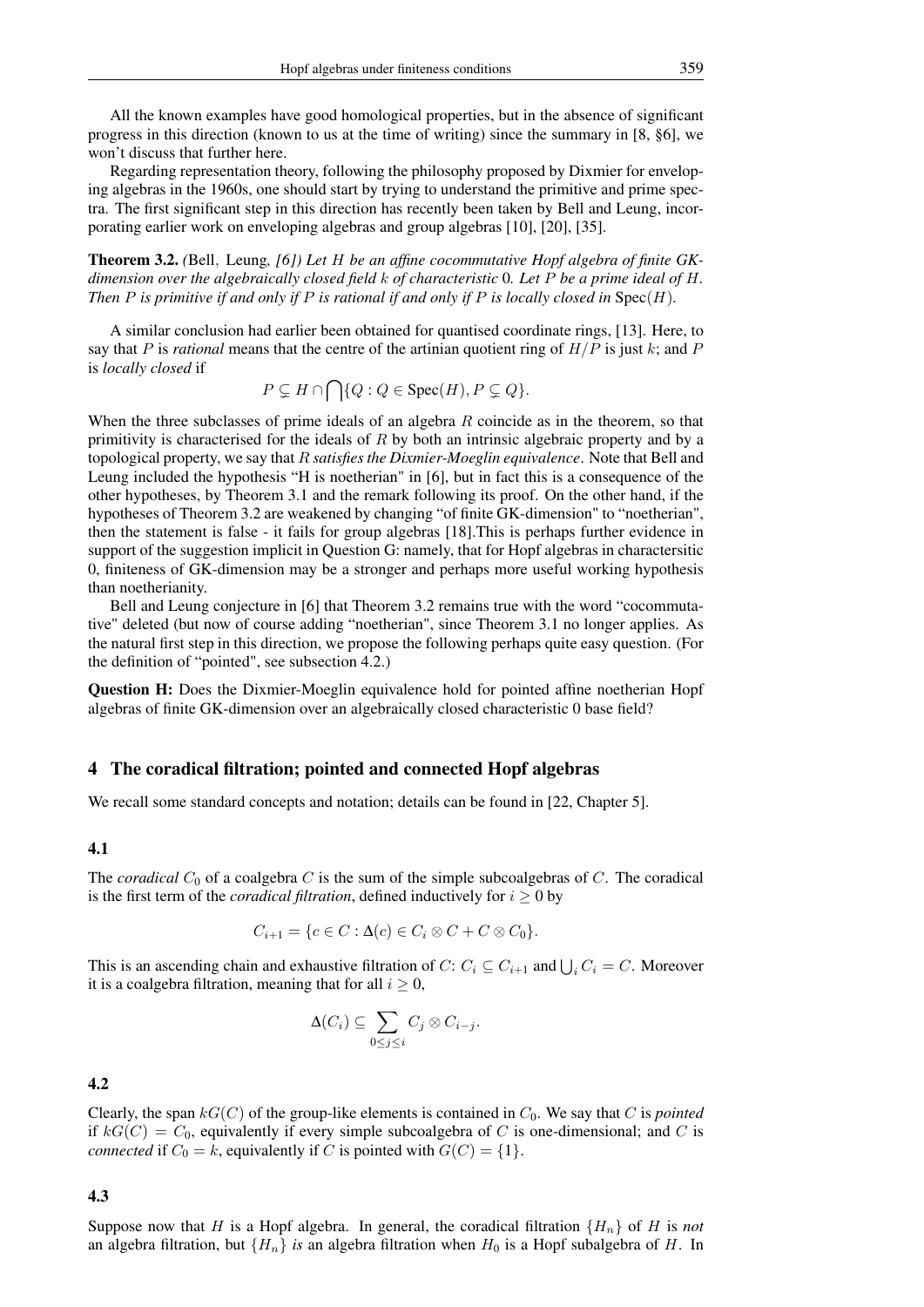All the known examples have good homological properties, but in the absence of significant progress in this direction (known to us at the time of writing) since the summary in [8, §6], we won't discuss that further here.

Regarding representation theory, following the philosophy proposed by Dixmier for enveloping algebras in the 1960s, one should start by trying to understand the primitive and prime spectra. The first significant step in this direction has recently been taken by Bell and Leung, incorporating earlier work on enveloping algebras and group algebras [10], [20], [35].

**Theorem 3.2.** *(*Bell*,* Leung*, [6]) Let $H$ be an affine cocommutative Hopf algebra of finite GK-dimension over the algebraically closed field $k$ of characteristic $0$. Let $P$ be a prime ideal of $H$. Then $P$ is primitive if and only if $P$ is rational if and only if $P$ is locally closed in $\mathrm{Spec}(H)$.*

A similar conclusion had earlier been obtained for quantised coordinate rings, [13]. Here, to say that $P$ is *rational* means that the centre of the artinian quotient ring of $H/P$ is just $k$; and $P$ is *locally closed* if

$$P \subsetneq H \cap \bigcap \{Q : Q \in \mathrm{Spec}(H), P \subsetneq Q\}.$$

When the three subclasses of prime ideals of an algebra $R$ coincide as in the theorem, so that primitivity is characterised for the ideals of $R$ by both an intrinsic algebraic property and by a topological property, we say that $R$ ***satisfies the Dixmier-Moeglin equivalence***. Note that Bell and Leung included the hypothesis "H is noetherian" in [6], but in fact this is a consequence of the other hypotheses, by Theorem 3.1 and the remark following its proof. On the other hand, if the hypotheses of Theorem 3.2 are weakened by changing "of finite GK-dimension" to "noetherian", then the statement is false - it fails for group algebras [18].This is perhaps further evidence in support of the suggestion implicit in Question G: namely, that for Hopf algebras in charactersitic 0, finiteness of GK-dimension may be a stronger and perhaps more useful working hypothesis than noetherianity.

Bell and Leung conjecture in [6] that Theorem 3.2 remains true with the word "cocommutative" deleted (but now of course adding "noetherian", since Theorem 3.1 no longer applies. As the natural first step in this direction, we propose the following perhaps quite easy question. (For the definition of "pointed", see subsection 4.2.)

**Question H:** Does the Dixmier-Moeglin equivalence hold for pointed affine noetherian Hopf algebras of finite GK-dimension over an algebraically closed characteristic 0 base field?

## 4 The coradical filtration; pointed and connected Hopf algebras

We recall some standard concepts and notation; details can be found in [22, Chapter 5].

### 4.1

The *coradical* $C_0$ of a coalgebra $C$ is the sum of the simple subcoalgebras of $C$. The coradical is the first term of the *coradical filtration*, defined inductively for $i \geq 0$ by

$$C_{i+1} = \{c \in C : \Delta(c) \in C_i \otimes C + C \otimes C_0\}.$$

This is an ascending chain and exhaustive filtration of $C$: $C_i \subseteq C_{i+1}$ and $\bigcup_i C_i = C$. Moreover it is a coalgebra filtration, meaning that for all $i \geq 0$,

$$\Delta(C_i) \subseteq \sum_{0 \leq j \leq i} C_j \otimes C_{i-j}.$$

### 4.2

Clearly, the span $kG(C)$ of the group-like elements is contained in $C_0$. We say that $C$ is *pointed* if $kG(C) = C_0$, equivalently if every simple subcoalgebra of $C$ is one-dimensional; and $C$ is *connected* if $C_0 = k$, equivalently if $C$ is pointed with $G(C) = \{1\}$.

### 4.3

Suppose now that $H$ is a Hopf algebra. In general, the coradical filtration $\{H_n\}$ of $H$ is *not* an algebra filtration, but $\{H_n\}$ *is* an algebra filtration when $H_0$ is a Hopf subalgebra of $H$. In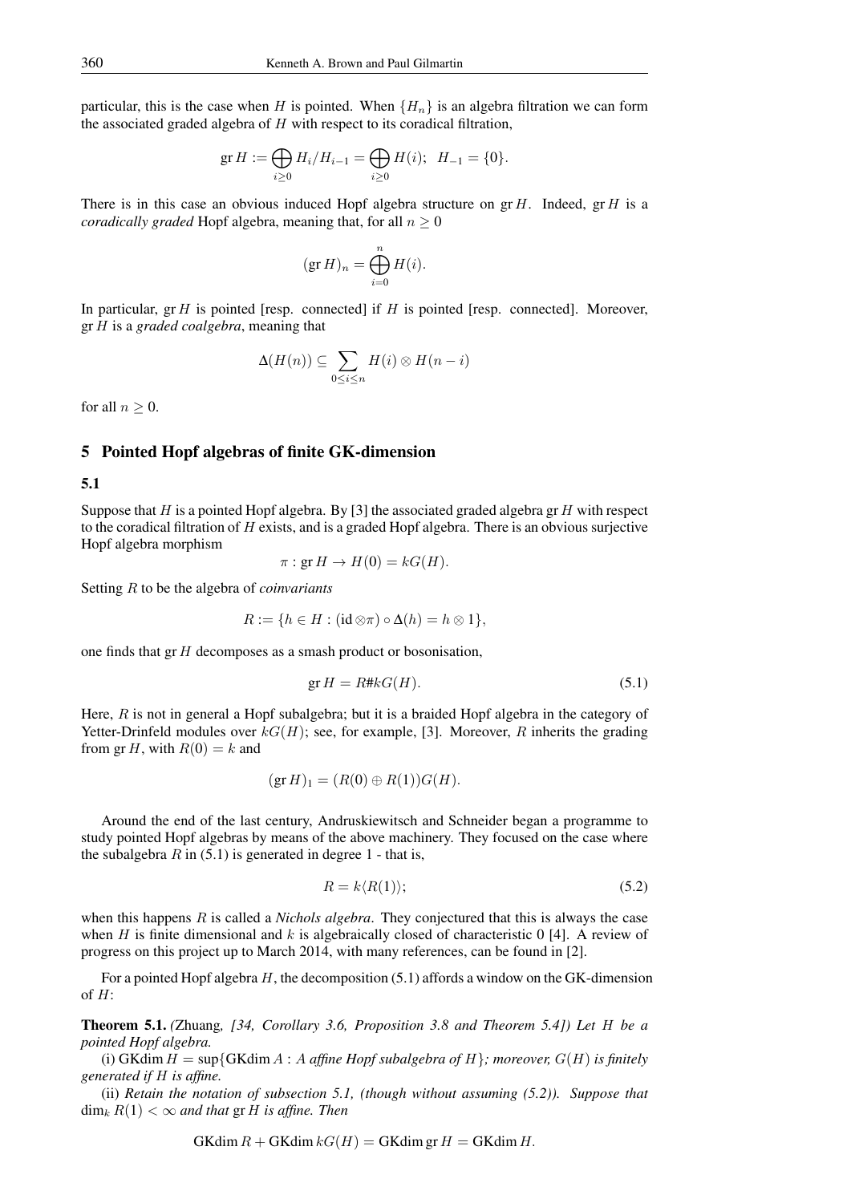particular, this is the case when $H$ is pointed. When $\{H_n\}$ is an algebra filtration we can form the associated graded algebra of $H$ with respect to its coradical filtration,

$$\operatorname{gr} H := \bigoplus_{i \geq 0} H_i / H_{i-1} = \bigoplus_{i \geq 0} H(i); \quad H_{-1} = \{0\}.$$

There is in this case an obvious induced Hopf algebra structure on $\operatorname{gr} H$. Indeed, $\operatorname{gr} H$ is a *coradically graded* Hopf algebra, meaning that, for all $n \geq 0$

$$(\operatorname{gr} H)_n = \bigoplus_{i=0}^{n} H(i).$$

In particular, $\operatorname{gr} H$ is pointed [resp. connected] if $H$ is pointed [resp. connected]. Moreover, $\operatorname{gr} H$ is a *graded coalgebra*, meaning that

$$\Delta(H(n)) \subseteq \sum_{0 \leq i \leq n} H(i) \otimes H(n-i)$$

for all $n \geq 0$.

## 5 Pointed Hopf algebras of finite GK-dimension

### 5.1

Suppose that $H$ is a pointed Hopf algebra. By [3] the associated graded algebra $\operatorname{gr} H$ with respect to the coradical filtration of $H$ exists, and is a graded Hopf algebra. There is an obvious surjective Hopf algebra morphism

$$\pi : \operatorname{gr} H \to H(0) = kG(H).$$

Setting $R$ to be the algebra of *coinvariants*

$$R := \{h \in H : (\operatorname{id} \otimes \pi) \circ \Delta(h) = h \otimes 1\},$$

one finds that $\operatorname{gr} H$ decomposes as a smash product or bosonisation,

$$\operatorname{gr} H = R \# kG(H). \tag{5.1}$$

Here, $R$ is not in general a Hopf subalgebra; but it is a braided Hopf algebra in the category of Yetter-Drinfeld modules over $kG(H)$; see, for example, [3]. Moreover, $R$ inherits the grading from $\operatorname{gr} H$, with $R(0) = k$ and

$$(\operatorname{gr} H)_1 = (R(0) \oplus R(1))G(H).$$

Around the end of the last century, Andruskiewitsch and Schneider began a programme to study pointed Hopf algebras by means of the above machinery. They focused on the case where the subalgebra $R$ in (5.1) is generated in degree 1 - that is,

$$R = k\langle R(1) \rangle; \tag{5.2}$$

when this happens $R$ is called a *Nichols algebra*. They conjectured that this is always the case when $H$ is finite dimensional and $k$ is algebraically closed of characteristic 0 [4]. A review of progress on this project up to March 2014, with many references, can be found in [2].

For a pointed Hopf algebra $H$, the decomposition (5.1) affords a window on the GK-dimension of $H$:

**Theorem 5.1.** *(*Zhuang*, [34, Corollary 3.6, Proposition 3.8 and Theorem 5.4]) Let $H$ be a pointed Hopf algebra.*

(i) $\operatorname{GKdim} H = \sup\{\operatorname{GKdim} A :$ *$A$ affine Hopf subalgebra of $H$}; moreover, $G(H)$ is finitely generated if $H$ is affine.*

(ii) *Retain the notation of subsection 5.1, (though without assuming (5.2)). Suppose that $\dim_k R(1) < \infty$ and that $\operatorname{gr} H$ is affine. Then*

$$\operatorname{GKdim} R + \operatorname{GKdim} kG(H) = \operatorname{GKdim} \operatorname{gr} H = \operatorname{GKdim} H.$$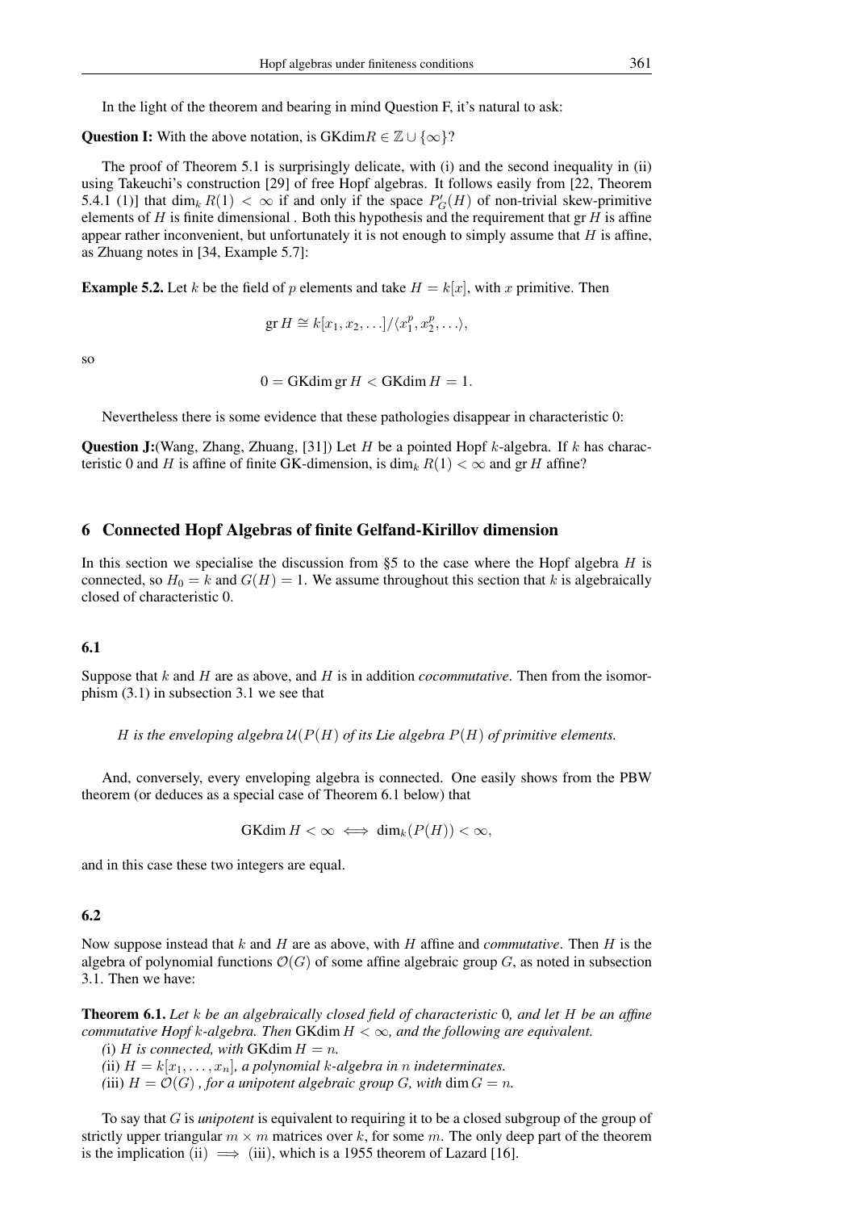In the light of the theorem and bearing in mind Question F, it's natural to ask:

**Question I:** With the above notation, is $\mathrm{GKdim} R \in \mathbb{Z} \cup \{\infty\}$?

The proof of Theorem 5.1 is surprisingly delicate, with (i) and the second inequality in (ii) using Takeuchi's construction [29] of free Hopf algebras. It follows easily from [22, Theorem 5.4.1 (1)] that $\dim_k R(1) < \infty$ if and only if the space $P'_G(H)$ of non-trivial skew-primitive elements of $H$ is finite dimensional . Both this hypothesis and the requirement that $\mathrm{gr}\, H$ is affine appear rather inconvenient, but unfortunately it is not enough to simply assume that $H$ is affine, as Zhuang notes in [34, Example 5.7]:

**Example 5.2.** Let $k$ be the field of $p$ elements and take $H = k[x]$, with $x$ primitive. Then

$$\mathrm{gr}\, H \cong k[x_1, x_2, \ldots]/\langle x_1^p, x_2^p, \ldots \rangle,$$

so

$$0 = \mathrm{GKdim}\, \mathrm{gr}\, H < \mathrm{GKdim}\, H = 1.$$

Nevertheless there is some evidence that these pathologies disappear in characteristic 0:

**Question J:**(Wang, Zhang, Zhuang, [31]) Let $H$ be a pointed Hopf $k$-algebra. If $k$ has characteristic 0 and $H$ is affine of finite GK-dimension, is $\dim_k R(1) < \infty$ and $\mathrm{gr}\, H$ affine?

## 6 Connected Hopf Algebras of finite Gelfand-Kirillov dimension

In this section we specialise the discussion from §5 to the case where the Hopf algebra $H$ is connected, so $H_0 = k$ and $G(H) = 1$. We assume throughout this section that $k$ is algebraically closed of characteristic 0.

### 6.1

Suppose that $k$ and $H$ are as above, and $H$ is in addition *cocommutative*. Then from the isomorphism (3.1) in subsection 3.1 we see that

*$H$ is the enveloping algebra $\mathcal{U}(P(H))$ of its Lie algebra $P(H)$ of primitive elements.*

And, conversely, every enveloping algebra is connected. One easily shows from the PBW theorem (or deduces as a special case of Theorem 6.1 below) that

$$\mathrm{GKdim}\, H < \infty \iff \dim_k(P(H)) < \infty,$$

and in this case these two integers are equal.

### 6.2

Now suppose instead that $k$ and $H$ are as above, with $H$ affine and *commutative*. Then $H$ is the algebra of polynomial functions $\mathcal{O}(G)$ of some affine algebraic group $G$, as noted in subsection 3.1. Then we have:

**Theorem 6.1.** *Let $k$ be an algebraically closed field of characteristic 0, and let $H$ be an affine commutative Hopf $k$-algebra. Then $\mathrm{GKdim}\, H < \infty$, and the following are equivalent.*
*(i) $H$ is connected, with $\mathrm{GKdim}\, H = n$.*
*(ii) $H = k[x_1, \ldots, x_n]$, a polynomial $k$-algebra in $n$ indeterminates.*
*(iii) $H = \mathcal{O}(G)$ , for a unipotent algebraic group $G$, with $\dim G = n$.*

To say that $G$ is *unipotent* is equivalent to requiring it to be a closed subgroup of the group of strictly upper triangular $m \times m$ matrices over $k$, for some $m$. The only deep part of the theorem is the implication (ii) $\implies$ (iii), which is a 1955 theorem of Lazard [16].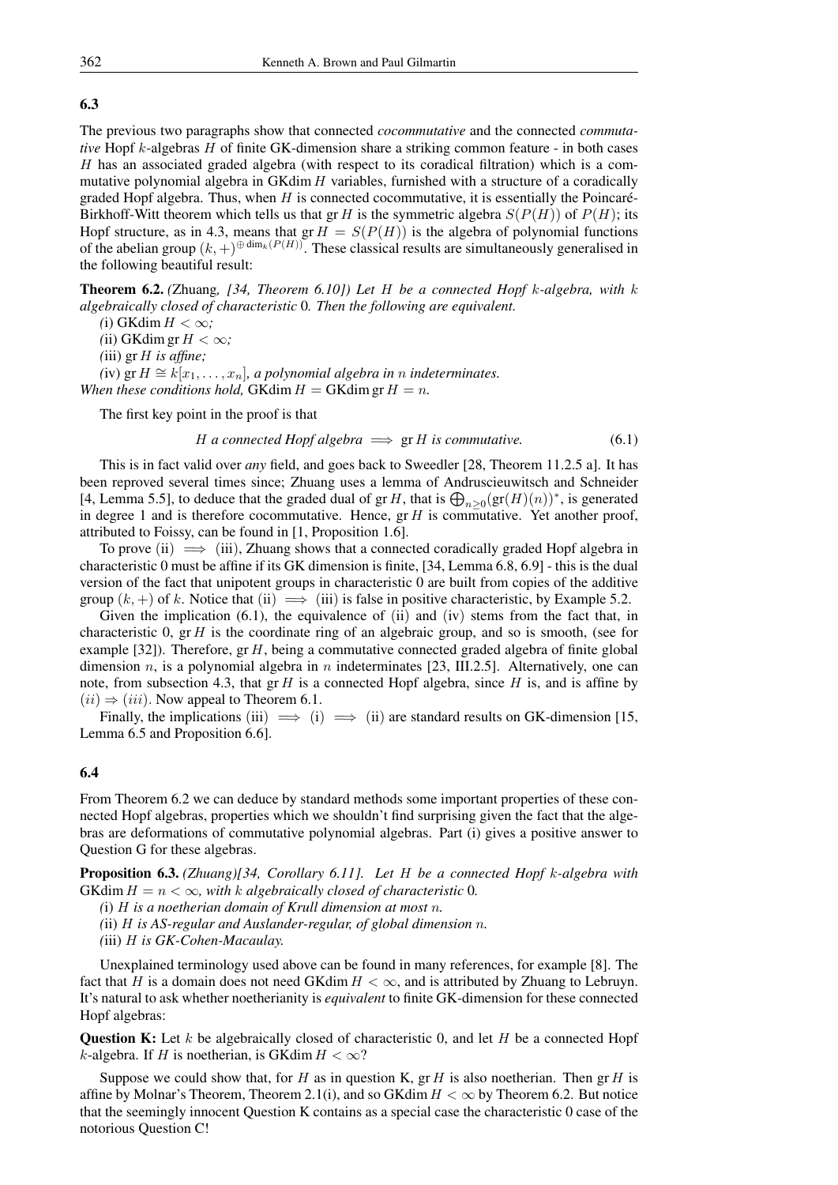### 6.3

The previous two paragraphs show that connected *cocommutative* and the connected *commutative* Hopf $k$-algebras $H$ of finite GK-dimension share a striking common feature - in both cases $H$ has an associated graded algebra (with respect to its coradical filtration) which is a commutative polynomial algebra in $\mathrm{GKdim}\, H$ variables, furnished with a structure of a coradically graded Hopf algebra. Thus, when $H$ is connected cocommutative, it is essentially the Poincaré-Birkhoff-Witt theorem which tells us that $\mathrm{gr}\, H$ is the symmetric algebra $S(P(H))$ of $P(H)$; its Hopf structure, as in 4.3, means that $\mathrm{gr}\, H = S(P(H))$ is the algebra of polynomial functions of the abelian group $(k, +)^{\oplus \dim_k(P(H))}$. These classical results are simultaneously generalised in the following beautiful result:

**Theorem 6.2.** *(*Zhuang*, [34, Theorem 6.10]) Let $H$ be a connected Hopf $k$-algebra, with $k$ algebraically closed of characteristic 0. Then the following are equivalent.*

*(*i*)* $\mathrm{GKdim}\, H < \infty$*;*
*(*ii*)* $\mathrm{GKdim}\, \mathrm{gr}\, H < \infty$*;*
*(*iii*)* $\mathrm{gr}\, H$ *is affine;*
*(*iv*)* $\mathrm{gr}\, H \cong k[x_1, \ldots, x_n]$*, a polynomial algebra in $n$ indeterminates.*
*When these conditions hold,* $\mathrm{GKdim}\, H = \mathrm{GKdim}\, \mathrm{gr}\, H = n$.

The first key point in the proof is that

$$H \text{ a connected Hopf algebra } \implies \mathrm{gr}\, H \text{ is commutative.} \tag{6.1}$$

This is in fact valid over *any* field, and goes back to Sweedler [28, Theorem 11.2.5 a]. It has been reproved several times since; Zhuang uses a lemma of Andruscieuwitsch and Schneider [4, Lemma 5.5], to deduce that the graded dual of $\mathrm{gr}\, H$, that is $\bigoplus_{n \geq 0}(\mathrm{gr}(H)(n))^*$, is generated in degree 1 and is therefore cocommutative. Hence, $\mathrm{gr}\, H$ is commutative. Yet another proof, attributed to Foissy, can be found in [1, Proposition 1.6].

To prove (ii) $\implies$ (iii), Zhuang shows that a connected coradically graded Hopf algebra in characteristic 0 must be affine if its GK dimension is finite, [34, Lemma 6.8, 6.9] - this is the dual version of the fact that unipotent groups in characteristic 0 are built from copies of the additive group $(k, +)$ of $k$. Notice that (ii) $\implies$ (iii) is false in positive characteristic, by Example 5.2.

Given the implication (6.1), the equivalence of (ii) and (iv) stems from the fact that, in characteristic 0, $\mathrm{gr}\, H$ is the coordinate ring of an algebraic group, and so is smooth, (see for example [32]). Therefore, $\mathrm{gr}\, H$, being a commutative connected graded algebra of finite global dimension $n$, is a polynomial algebra in $n$ indeterminates [23, III.2.5]. Alternatively, one can note, from subsection 4.3, that $\mathrm{gr}\, H$ is a connected Hopf algebra, since $H$ is, and is affine by $(ii) \Rightarrow (iii)$. Now appeal to Theorem 6.1.

Finally, the implications (iii) $\implies$ (i) $\implies$ (ii) are standard results on GK-dimension [15, Lemma 6.5 and Proposition 6.6].

### 6.4

From Theorem 6.2 we can deduce by standard methods some important properties of these connected Hopf algebras, properties which we shouldn't find surprising given the fact that the algebras are deformations of commutative polynomial algebras. Part (i) gives a positive answer to Question G for these algebras.

**Proposition 6.3.** *(Zhuang)[34, Corollary 6.11]. Let $H$ be a connected Hopf $k$-algebra with* $\mathrm{GKdim}\, H = n < \infty$*, with $k$ algebraically closed of characteristic 0.*

*(*i*) $H$ is a noetherian domain of Krull dimension at most $n$.*
*(*ii*) $H$ is AS-regular and Auslander-regular, of global dimension $n$.*
*(*iii*) $H$ is GK-Cohen-Macaulay.*

Unexplained terminology used above can be found in many references, for example [8]. The fact that $H$ is a domain does not need $\mathrm{GKdim}\, H < \infty$, and is attributed by Zhuang to Lebruyn. It's natural to ask whether noetherianity is *equivalent* to finite GK-dimension for these connected Hopf algebras:

**Question K:** Let $k$ be algebraically closed of characteristic 0, and let $H$ be a connected Hopf $k$-algebra. If $H$ is noetherian, is $\mathrm{GKdim}\, H < \infty$?

Suppose we could show that, for $H$ as in question K, $\mathrm{gr}\, H$ is also noetherian. Then $\mathrm{gr}\, H$ is affine by Molnar's Theorem, Theorem 2.1(i), and so $\mathrm{GKdim}\, H < \infty$ by Theorem 6.2. But notice that the seemingly innocent Question K contains as a special case the characteristic 0 case of the notorious Question C!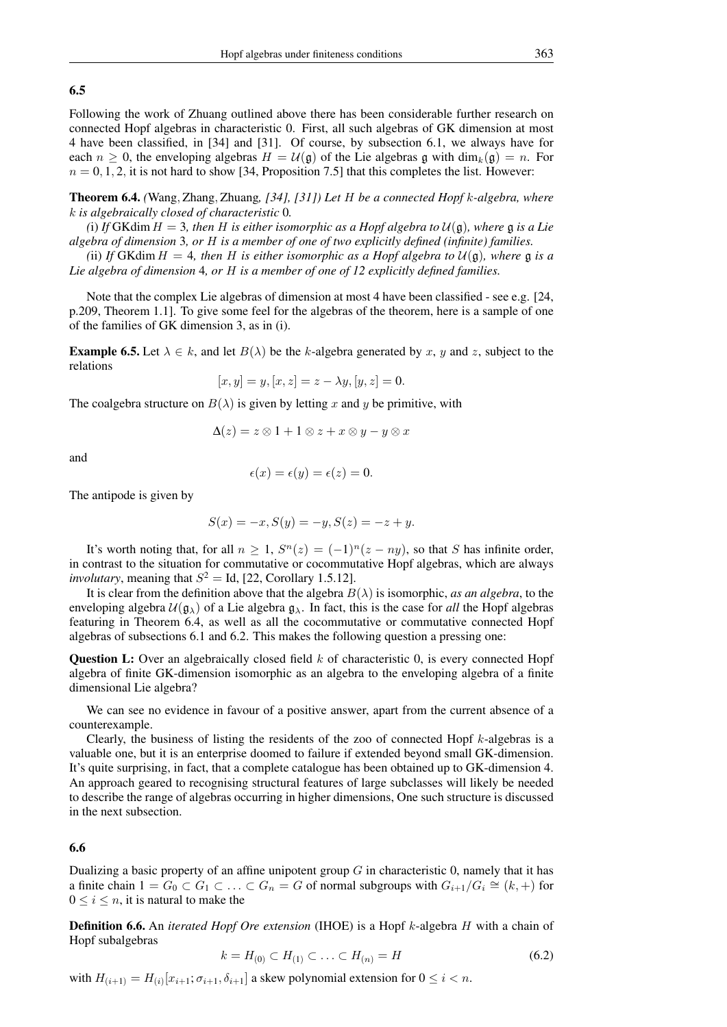### 6.5

Following the work of Zhuang outlined above there has been considerable further research on connected Hopf algebras in characteristic 0. First, all such algebras of GK dimension at most 4 have been classified, in [34] and [31]. Of course, by subsection 6.1, we always have for each $n \geq 0$, the enveloping algebras $H = \mathcal{U}(\mathfrak{g})$ of the Lie algebras $\mathfrak{g}$ with $\dim_k(\mathfrak{g}) = n$. For $n = 0, 1, 2$, it is not hard to show [34, Proposition 7.5] that this completes the list. However:

**Theorem 6.4.** *(*Wang, Zhang, Zhuang*, [34], [31]) Let $H$ be a connected Hopf $k$-algebra, where $k$ is algebraically closed of characteristic 0.*

*(*i*) If* GKdim $H = 3$*, then $H$ is either isomorphic as a Hopf algebra to $\mathcal{U}(\mathfrak{g})$, where $\mathfrak{g}$ is a Lie algebra of dimension 3, or $H$ is a member of one of two explicitly defined (infinite) families.*

*(*ii*) If* GKdim $H = 4$*, then $H$ is either isomorphic as a Hopf algebra to $\mathcal{U}(\mathfrak{g})$, where $\mathfrak{g}$ is a Lie algebra of dimension 4, or $H$ is a member of one of 12 explicitly defined families.*

Note that the complex Lie algebras of dimension at most 4 have been classified - see e.g. [24, p.209, Theorem 1.1]. To give some feel for the algebras of the theorem, here is a sample of one of the families of GK dimension 3, as in (i).

**Example 6.5.** Let $\lambda \in k$, and let $B(\lambda)$ be the $k$-algebra generated by $x$, $y$ and $z$, subject to the relations

$$[x, y] = y, [x, z] = z - \lambda y, [y, z] = 0.$$

The coalgebra structure on $B(\lambda)$ is given by letting $x$ and $y$ be primitive, with

$$\Delta(z) = z \otimes 1 + 1 \otimes z + x \otimes y - y \otimes x$$

and

$$\epsilon(x) = \epsilon(y) = \epsilon(z) = 0.$$

The antipode is given by

$$S(x) = -x, S(y) = -y, S(z) = -z + y.$$

It's worth noting that, for all $n \geq 1$, $S^n(z) = (-1)^n(z - ny)$, so that $S$ has infinite order, in contrast to the situation for commutative or cocommutative Hopf algebras, which are always *involutary*, meaning that $S^2 = \mathrm{Id}$, [22, Corollary 1.5.12].

It is clear from the definition above that the algebra $B(\lambda)$ is isomorphic, *as an algebra*, to the enveloping algebra $\mathcal{U}(\mathfrak{g}_\lambda)$ of a Lie algebra $\mathfrak{g}_\lambda$. In fact, this is the case for *all* the Hopf algebras featuring in Theorem 6.4, as well as all the cocommutative or commutative connected Hopf algebras of subsections 6.1 and 6.2. This makes the following question a pressing one:

**Question L:** Over an algebraically closed field $k$ of characteristic 0, is every connected Hopf algebra of finite GK-dimension isomorphic as an algebra to the enveloping algebra of a finite dimensional Lie algebra?

We can see no evidence in favour of a positive answer, apart from the current absence of a counterexample.

Clearly, the business of listing the residents of the zoo of connected Hopf $k$-algebras is a valuable one, but it is an enterprise doomed to failure if extended beyond small GK-dimension. It's quite surprising, in fact, that a complete catalogue has been obtained up to GK-dimension 4. An approach geared to recognising structural features of large subclasses will likely be needed to describe the range of algebras occurring in higher dimensions, One such structure is discussed in the next subsection.

### 6.6

Dualizing a basic property of an affine unipotent group $G$ in characteristic 0, namely that it has a finite chain $1 = G_0 \subset G_1 \subset \ldots \subset G_n = G$ of normal subgroups with $G_{i+1}/G_i \cong (k, +)$ for $0 \leq i \leq n$, it is natural to make the

**Definition 6.6.** An *iterated Hopf Ore extension* (IHOE) is a Hopf $k$-algebra $H$ with a chain of Hopf subalgebras

$$k = H_{(0)} \subset H_{(1)} \subset \ldots \subset H_{(n)} = H \tag{6.2}$$

with $H_{(i+1)} = H_{(i)}[x_{i+1}; \sigma_{i+1}, \delta_{i+1}]$ a skew polynomial extension for $0 \leq i < n$.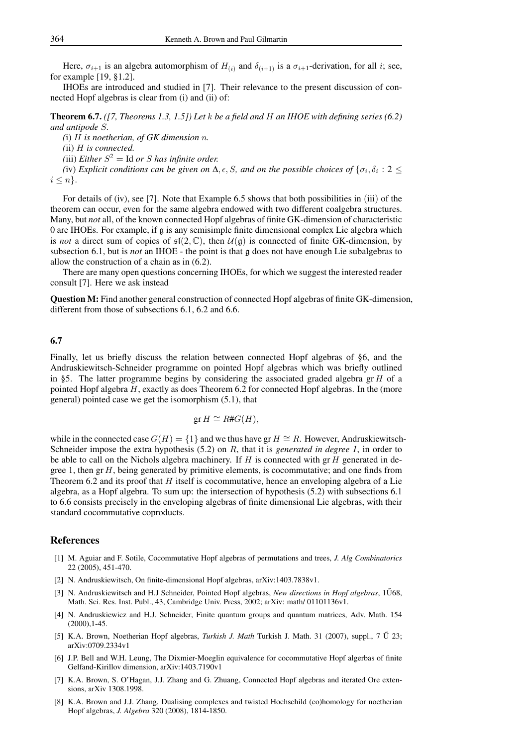Here, $\sigma_{i+1}$ is an algebra automorphism of $H_{(i)}$ and $\delta_{(i+1)}$ is a $\sigma_{i+1}$-derivation, for all $i$; see, for example [19, §1.2].

IHOEs are introduced and studied in [7]. Their relevance to the present discussion of connected Hopf algebras is clear from (i) and (ii) of:

**Theorem 6.7.** *([7, Theorems 1.3, 1.5]) Let $k$ be a field and $H$ an IHOE with defining series (6.2) and antipode $S$.*

*(*i*) $H$ is noetherian, of GK dimension $n$.*

*(*ii*) $H$ is connected.*

*(*iii*) Either $S^2 = \mathrm{Id}$ or $S$ has infinite order.*

*(*iv*) Explicit conditions can be given on $\Delta, \epsilon, S$, and on the possible choices of $\{\sigma_i, \delta_i : 2 \leq i \leq n\}$.*

For details of (iv), see [7]. Note that Example 6.5 shows that both possibilities in (iii) of the theorem can occur, even for the same algebra endowed with two different coalgebra structures. Many, but *not* all, of the known connected Hopf algebras of finite GK-dimension of characteristic 0 are IHOEs. For example, if $\mathfrak{g}$ is any semisimple finite dimensional complex Lie algebra which is *not* a direct sum of copies of $\mathfrak{sl}(2, \mathbb{C})$, then $\mathcal{U}(\mathfrak{g})$ is connected of finite GK-dimension, by subsection 6.1, but is *not* an IHOE - the point is that $\mathfrak{g}$ does not have enough Lie subalgebras to allow the construction of a chain as in (6.2).

There are many open questions concerning IHOEs, for which we suggest the interested reader consult [7]. Here we ask instead

**Question M:** Find another general construction of connected Hopf algebras of finite GK-dimension, different from those of subsections 6.1, 6.2 and 6.6.

### 6.7

Finally, let us briefly discuss the relation between connected Hopf algebras of §6, and the Andruskiewitsch-Schneider programme on pointed Hopf algebras which was briefly outlined in §5. The latter programme begins by considering the associated graded algebra $\mathrm{gr}\, H$ of a pointed Hopf algebra $H$, exactly as does Theorem 6.2 for connected Hopf algebras. In the (more general) pointed case we get the isomorphism (5.1), that

$$\mathrm{gr}\, H \cong R\#G(H),$$

while in the connected case $G(H) = \{1\}$ and we thus have $\mathrm{gr}\, H \cong R$. However, Andruskiewitsch-Schneider impose the extra hypothesis (5.2) on $R$, that it is *generated in degree 1*, in order to be able to call on the Nichols algebra machinery. If $H$ is connected with $\mathrm{gr}\, H$ generated in degree 1, then $\mathrm{gr}\, H$, being generated by primitive elements, is cocommutative; and one finds from Theorem 6.2 and its proof that $H$ itself is cocommutative, hence an enveloping algebra of a Lie algebra, as a Hopf algebra. To sum up: the intersection of hypothesis (5.2) with subsections 6.1 to 6.6 consists precisely in the enveloping algebras of finite dimensional Lie algebras, with their standard cocommutative coproducts.

## References

[1] M. Aguiar and F. Sotile, Cocommutative Hopf algebras of permutations and trees, *J. Alg Combinatorics* 22 (2005), 451-470.

[2] N. Andruskiewitsch, On finite-dimensional Hopf algebras, arXiv:1403.7838v1.

[3] N. Andruskiewitsch and H.J Schneider, Pointed Hopf algebras, *New directions in Hopf algebras*, 1Ű68, Math. Sci. Res. Inst. Publ., 43, Cambridge Univ. Press, 2002; arXiv: math/ 01101136v1.

[4] N. Andruskiewicz and H.J. Schneider, Finite quantum groups and quantum matrices, Adv. Math. 154 (2000),1-45.

[5] K.A. Brown, Noetherian Hopf algebras, *Turkish J. Math* Turkish J. Math. 31 (2007), suppl., 7 Ű 23; arXiv:0709.2334v1

[6] J.P. Bell and W.H. Leung, The Dixmier-Moeglin equivalence for cocommutative Hopf algerbas of finite Gelfand-Kirillov dimension, arXiv:1403.7190v1

[7] K.A. Brown, S. O'Hagan, J.J. Zhang and G. Zhuang, Connected Hopf algebras and iterated Ore extensions, arXiv 1308.1998.

[8] K.A. Brown and J.J. Zhang, Dualising complexes and twisted Hochschild (co)homology for noetherian Hopf algebras, *J. Algebra* 320 (2008), 1814-1850.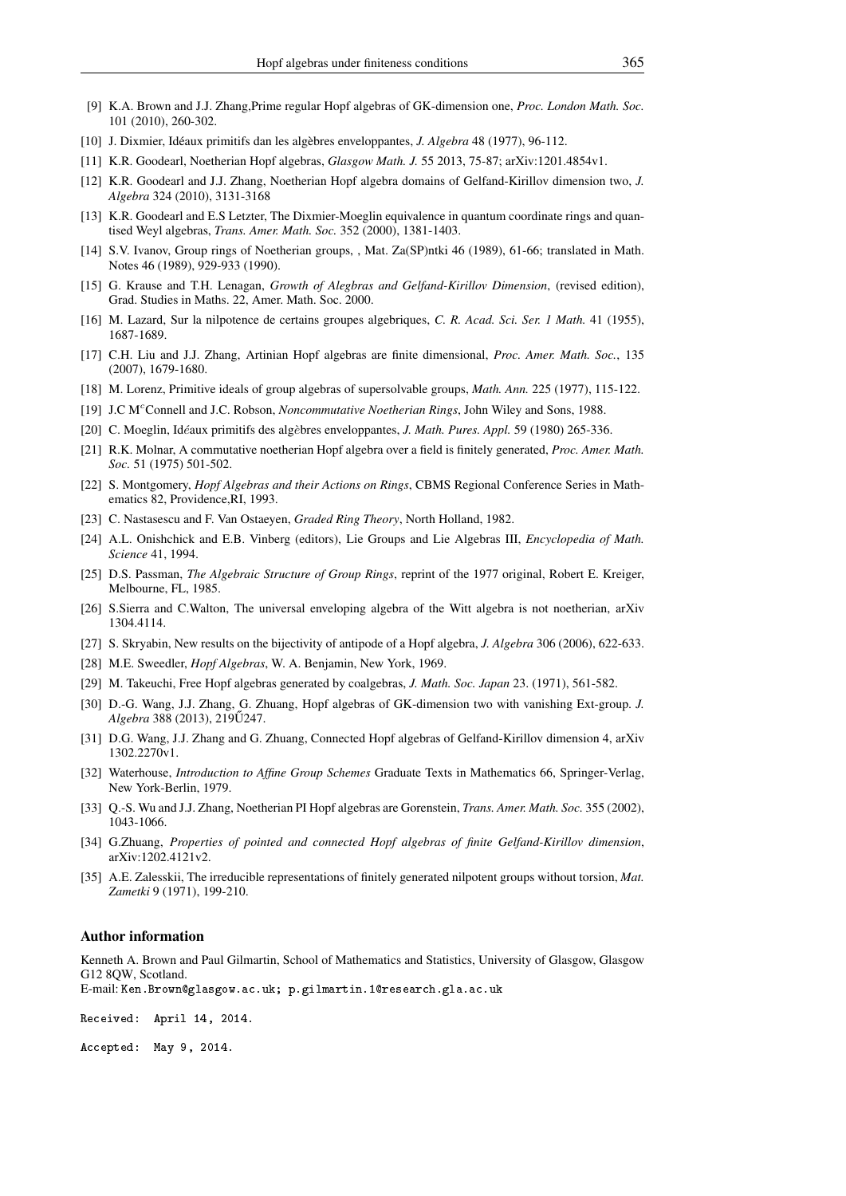[9] K.A. Brown and J.J. Zhang,Prime regular Hopf algebras of GK-dimension one, *Proc. London Math. Soc.* 101 (2010), 260-302.

[10] J. Dixmier, Idéaux primitifs dan les algèbres enveloppantes, *J. Algebra* 48 (1977), 96-112.

[11] K.R. Goodearl, Noetherian Hopf algebras, *Glasgow Math. J.* 55 2013, 75-87; arXiv:1201.4854v1.

[12] K.R. Goodearl and J.J. Zhang, Noetherian Hopf algebra domains of Gelfand-Kirillov dimension two, *J. Algebra* 324 (2010), 3131-3168

[13] K.R. Goodearl and E.S Letzter, The Dixmier-Moeglin equivalence in quantum coordinate rings and quantised Weyl algebras, *Trans. Amer. Math. Soc.* 352 (2000), 1381-1403.

[14] S.V. Ivanov, Group rings of Noetherian groups, , Mat. Za(SP)ntki 46 (1989), 61-66; translated in Math. Notes 46 (1989), 929-933 (1990).

[15] G. Krause and T.H. Lenagan, *Growth of Alegbras and Gelfand-Kirillov Dimension*, (revised edition), Grad. Studies in Maths. 22, Amer. Math. Soc. 2000.

[16] M. Lazard, Sur la nilpotence de certains groupes algebriques, *C. R. Acad. Sci. Ser. 1 Math.* 41 (1955), 1687-1689.

[17] C.H. Liu and J.J. Zhang, Artinian Hopf algebras are finite dimensional, *Proc. Amer. Math. Soc.*, 135 (2007), 1679-1680.

[18] M. Lorenz, Primitive ideals of group algebras of supersolvable groups, *Math. Ann.* 225 (1977), 115-122.

[19] J.C M$^c$Connell and J.C. Robson, *Noncommutative Noetherian Rings*, John Wiley and Sons, 1988.

[20] C. Moeglin, Idéaux primitifs des algèbres enveloppantes, *J. Math. Pures. Appl.* 59 (1980) 265-336.

[21] R.K. Molnar, A commutative noetherian Hopf algebra over a field is finitely generated, *Proc. Amer. Math. Soc.* 51 (1975) 501-502.

[22] S. Montgomery, *Hopf Algebras and their Actions on Rings*, CBMS Regional Conference Series in Mathematics 82, Providence,RI, 1993.

[23] C. Nastasescu and F. Van Ostaeyen, *Graded Ring Theory*, North Holland, 1982.

[24] A.L. Onishchick and E.B. Vinberg (editors), Lie Groups and Lie Algebras III, *Encyclopedia of Math. Science* 41, 1994.

[25] D.S. Passman, *The Algebraic Structure of Group Rings*, reprint of the 1977 original, Robert E. Kreiger, Melbourne, FL, 1985.

[26] S.Sierra and C.Walton, The universal enveloping algebra of the Witt algebra is not noetherian, arXiv 1304.4114.

[27] S. Skryabin, New results on the bijectivity of antipode of a Hopf algebra, *J. Algebra* 306 (2006), 622-633.

[28] M.E. Sweedler, *Hopf Algebras*, W. A. Benjamin, New York, 1969.

[29] M. Takeuchi, Free Hopf algebras generated by coalgebras, *J. Math. Soc. Japan* 23. (1971), 561-582.

[30] D.-G. Wang, J.J. Zhang, G. Zhuang, Hopf algebras of GK-dimension two with vanishing Ext-group. *J. Algebra* 388 (2013), 219Ű247.

[31] D.G. Wang, J.J. Zhang and G. Zhuang, Connected Hopf algebras of Gelfand-Kirillov dimension 4, arXiv 1302.2270v1.

[32] Waterhouse, *Introduction to Affine Group Schemes* Graduate Texts in Mathematics 66, Springer-Verlag, New York-Berlin, 1979.

[33] Q.-S. Wu and J.J. Zhang, Noetherian PI Hopf algebras are Gorenstein, *Trans. Amer. Math. Soc.* 355 (2002), 1043-1066.

[34] G.Zhuang, *Properties of pointed and connected Hopf algebras of finite Gelfand-Kirillov dimension*, arXiv:1202.4121v2.

[35] A.E. Zalesskii, The irreducible representations of finitely generated nilpotent groups without torsion, *Mat. Zametki* 9 (1971), 199-210.

### Author information

Kenneth A. Brown and Paul Gilmartin, School of Mathematics and Statistics, University of Glasgow, Glasgow G12 8QW, Scotland.
E-mail: Ken.Brown@glasgow.ac.uk; p.gilmartin.1@research.gla.ac.uk

Received: April 14, 2014.

Accepted: May 9, 2014.